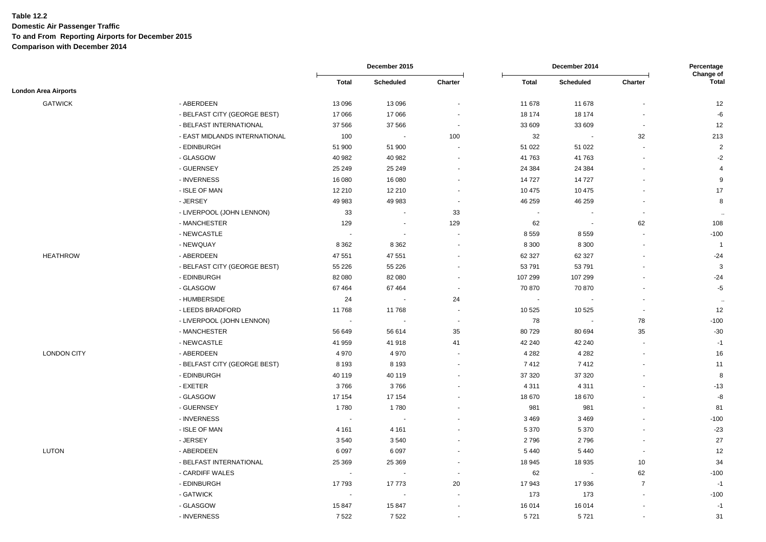**Table 12.2**
**Domestic Air Passenger Traffic**
**To and From Reporting Airports for December 2015**
**Comparison with December 2014**

| | | December 2015 | | | December 2014 | | | Percentage Change of |
|---|---|---|---|---|---|---|---|---|
| | | Total | Scheduled | Charter | Total | Scheduled | Charter | Total |
| **London Area Airports** | | | | | | | | |
| GATWICK | - ABERDEEN | 13 096 | 13 096 | - | 11 678 | 11 678 | - | 12 |
| | - BELFAST CITY (GEORGE BEST) | 17 066 | 17 066 | - | 18 174 | 18 174 | - | -6 |
| | - BELFAST INTERNATIONAL | 37 566 | 37 566 | - | 33 609 | 33 609 | - | 12 |
| | - EAST MIDLANDS INTERNATIONAL | 100 | - | 100 | 32 | - | 32 | 213 |
| | - EDINBURGH | 51 900 | 51 900 | - | 51 022 | 51 022 | - | 2 |
| | - GLASGOW | 40 982 | 40 982 | - | 41 763 | 41 763 | - | -2 |
| | - GUERNSEY | 25 249 | 25 249 | - | 24 384 | 24 384 | - | 4 |
| | - INVERNESS | 16 080 | 16 080 | - | 14 727 | 14 727 | - | 9 |
| | - ISLE OF MAN | 12 210 | 12 210 | - | 10 475 | 10 475 | - | 17 |
| | - JERSEY | 49 983 | 49 983 | - | 46 259 | 46 259 | - | 8 |
| | - LIVERPOOL (JOHN LENNON) | 33 | - | 33 | - | - | - | .. |
| | - MANCHESTER | 129 | - | 129 | 62 | - | 62 | 108 |
| | - NEWCASTLE | - | - | - | 8 559 | 8 559 | - | -100 |
| | - NEWQUAY | 8 362 | 8 362 | - | 8 300 | 8 300 | - | 1 |
| HEATHROW | - ABERDEEN | 47 551 | 47 551 | - | 62 327 | 62 327 | - | -24 |
| | - BELFAST CITY (GEORGE BEST) | 55 226 | 55 226 | - | 53 791 | 53 791 | - | 3 |
| | - EDINBURGH | 82 080 | 82 080 | - | 107 299 | 107 299 | - | -24 |
| | - GLASGOW | 67 464 | 67 464 | - | 70 870 | 70 870 | - | -5 |
| | - HUMBERSIDE | 24 | - | 24 | - | - | - | .. |
| | - LEEDS BRADFORD | 11 768 | 11 768 | - | 10 525 | 10 525 | - | 12 |
| | - LIVERPOOL (JOHN LENNON) | - | - | - | 78 | - | 78 | -100 |
| | - MANCHESTER | 56 649 | 56 614 | 35 | 80 729 | 80 694 | 35 | -30 |
| | - NEWCASTLE | 41 959 | 41 918 | 41 | 42 240 | 42 240 | - | -1 |
| LONDON CITY | - ABERDEEN | 4 970 | 4 970 | - | 4 282 | 4 282 | - | 16 |
| | - BELFAST CITY (GEORGE BEST) | 8 193 | 8 193 | - | 7 412 | 7 412 | - | 11 |
| | - EDINBURGH | 40 119 | 40 119 | - | 37 320 | 37 320 | - | 8 |
| | - EXETER | 3 766 | 3 766 | - | 4 311 | 4 311 | - | -13 |
| | - GLASGOW | 17 154 | 17 154 | - | 18 670 | 18 670 | - | -8 |
| | - GUERNSEY | 1 780 | 1 780 | - | 981 | 981 | - | 81 |
| | - INVERNESS | - | - | - | 3 469 | 3 469 | - | -100 |
| | - ISLE OF MAN | 4 161 | 4 161 | - | 5 370 | 5 370 | - | -23 |
| | - JERSEY | 3 540 | 3 540 | - | 2 796 | 2 796 | - | 27 |
| LUTON | - ABERDEEN | 6 097 | 6 097 | - | 5 440 | 5 440 | - | 12 |
| | - BELFAST INTERNATIONAL | 25 369 | 25 369 | - | 18 945 | 18 935 | 10 | 34 |
| | - CARDIFF WALES | - | - | - | 62 | - | 62 | -100 |
| | - EDINBURGH | 17 793 | 17 773 | 20 | 17 943 | 17 936 | 7 | -1 |
| | - GATWICK | - | - | - | 173 | 173 | - | -100 |
| | - GLASGOW | 15 847 | 15 847 | - | 16 014 | 16 014 | - | -1 |
| | - INVERNESS | 7 522 | 7 522 | - | 5 721 | 5 721 | - | 31 |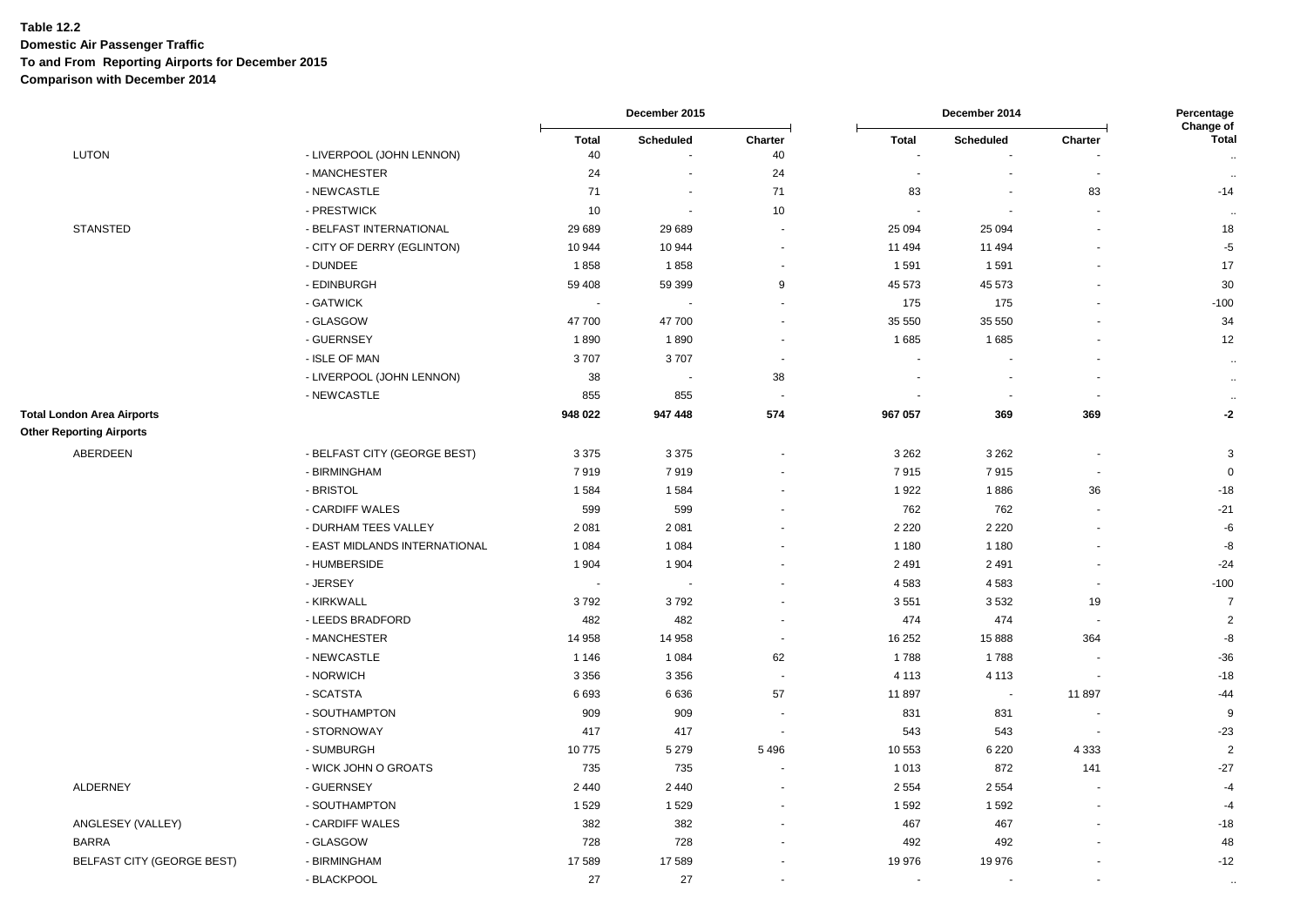**Table 12.2**
**Domestic Air Passenger Traffic**
**To and From Reporting Airports for December 2015**
**Comparison with December 2014**

| | | December 2015 | | | December 2014 | | | Percentage Change of |
|---|---|---|---|---|---|---|---|---|
| | | Total | Scheduled | Charter | Total | Scheduled | Charter | Total |
| LUTON | - LIVERPOOL (JOHN LENNON) | 40 | - | 40 | - | - | - | .. |
| | - MANCHESTER | 24 | - | 24 | - | - | - | .. |
| | - NEWCASTLE | 71 | - | 71 | 83 | - | 83 | -14 |
| | - PRESTWICK | 10 | - | 10 | - | - | - | .. |
| STANSTED | - BELFAST INTERNATIONAL | 29 689 | 29 689 | - | 25 094 | 25 094 | - | 18 |
| | - CITY OF DERRY (EGLINTON) | 10 944 | 10 944 | - | 11 494 | 11 494 | - | -5 |
| | - DUNDEE | 1 858 | 1 858 | - | 1 591 | 1 591 | - | 17 |
| | - EDINBURGH | 59 408 | 59 399 | 9 | 45 573 | 45 573 | - | 30 |
| | - GATWICK | - | - | - | 175 | 175 | - | -100 |
| | - GLASGOW | 47 700 | 47 700 | - | 35 550 | 35 550 | - | 34 |
| | - GUERNSEY | 1 890 | 1 890 | - | 1 685 | 1 685 | - | 12 |
| | - ISLE OF MAN | 3 707 | 3 707 | - | - | - | - | .. |
| | - LIVERPOOL (JOHN LENNON) | 38 | - | 38 | - | - | - | .. |
| | - NEWCASTLE | 855 | 855 | - | - | - | - | .. |
| **Total London Area Airports** | | **948 022** | **947 448** | **574** | **967 057** | **369** | **369** | **-2** |
| **Other Reporting Airports** | | | | | | | | |
| ABERDEEN | - BELFAST CITY (GEORGE BEST) | 3 375 | 3 375 | - | 3 262 | 3 262 | - | 3 |
| | - BIRMINGHAM | 7 919 | 7 919 | - | 7 915 | 7 915 | - | 0 |
| | - BRISTOL | 1 584 | 1 584 | - | 1 922 | 1 886 | 36 | -18 |
| | - CARDIFF WALES | 599 | 599 | - | 762 | 762 | - | -21 |
| | - DURHAM TEES VALLEY | 2 081 | 2 081 | - | 2 220 | 2 220 | - | -6 |
| | - EAST MIDLANDS INTERNATIONAL | 1 084 | 1 084 | - | 1 180 | 1 180 | - | -8 |
| | - HUMBERSIDE | 1 904 | 1 904 | - | 2 491 | 2 491 | - | -24 |
| | - JERSEY | - | - | - | 4 583 | 4 583 | - | -100 |
| | - KIRKWALL | 3 792 | 3 792 | - | 3 551 | 3 532 | 19 | 7 |
| | - LEEDS BRADFORD | 482 | 482 | - | 474 | 474 | - | 2 |
| | - MANCHESTER | 14 958 | 14 958 | - | 16 252 | 15 888 | 364 | -8 |
| | - NEWCASTLE | 1 146 | 1 084 | 62 | 1 788 | 1 788 | - | -36 |
| | - NORWICH | 3 356 | 3 356 | - | 4 113 | 4 113 | - | -18 |
| | - SCATSTA | 6 693 | 6 636 | 57 | 11 897 | - | 11 897 | -44 |
| | - SOUTHAMPTON | 909 | 909 | - | 831 | 831 | - | 9 |
| | - STORNOWAY | 417 | 417 | - | 543 | 543 | - | -23 |
| | - SUMBURGH | 10 775 | 5 279 | 5 496 | 10 553 | 6 220 | 4 333 | 2 |
| | - WICK JOHN O GROATS | 735 | 735 | - | 1 013 | 872 | 141 | -27 |
| ALDERNEY | - GUERNSEY | 2 440 | 2 440 | - | 2 554 | 2 554 | - | -4 |
| | - SOUTHAMPTON | 1 529 | 1 529 | - | 1 592 | 1 592 | - | -4 |
| ANGLESEY (VALLEY) | - CARDIFF WALES | 382 | 382 | - | 467 | 467 | - | -18 |
| BARRA | - GLASGOW | 728 | 728 | - | 492 | 492 | - | 48 |
| BELFAST CITY (GEORGE BEST) | - BIRMINGHAM | 17 589 | 17 589 | - | 19 976 | 19 976 | - | -12 |
| | - BLACKPOOL | 27 | 27 | - | - | - | - | .. |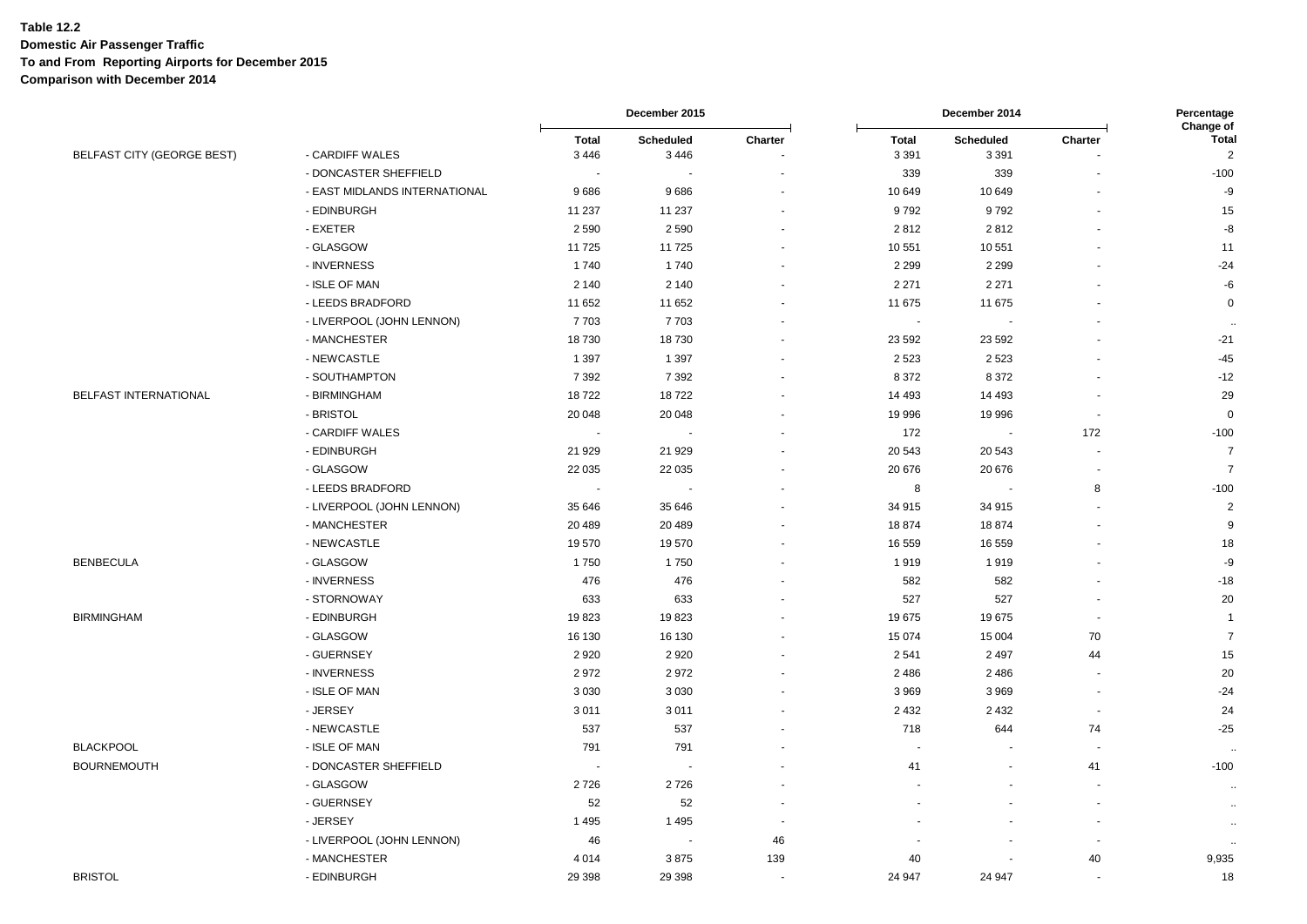**Table 12.2**
**Domestic Air Passenger Traffic**
**To and From Reporting Airports for December 2015**
**Comparison with December 2014**

| | | December 2015 | | | December 2014 | | | Percentage Change of |
|---|---|---|---|---|---|---|---|---|
| | | Total | Scheduled | Charter | Total | Scheduled | Charter | Total |
| BELFAST CITY (GEORGE BEST) | - CARDIFF WALES | 3 446 | 3 446 | - | 3 391 | 3 391 | - | 2 |
| | - DONCASTER SHEFFIELD | - | - | - | 339 | 339 | - | -100 |
| | - EAST MIDLANDS INTERNATIONAL | 9 686 | 9 686 | - | 10 649 | 10 649 | - | -9 |
| | - EDINBURGH | 11 237 | 11 237 | - | 9 792 | 9 792 | - | 15 |
| | - EXETER | 2 590 | 2 590 | - | 2 812 | 2 812 | - | -8 |
| | - GLASGOW | 11 725 | 11 725 | - | 10 551 | 10 551 | - | 11 |
| | - INVERNESS | 1 740 | 1 740 | - | 2 299 | 2 299 | - | -24 |
| | - ISLE OF MAN | 2 140 | 2 140 | - | 2 271 | 2 271 | - | -6 |
| | - LEEDS BRADFORD | 11 652 | 11 652 | - | 11 675 | 11 675 | - | 0 |
| | - LIVERPOOL (JOHN LENNON) | 7 703 | 7 703 | - | - | - | - | .. |
| | - MANCHESTER | 18 730 | 18 730 | - | 23 592 | 23 592 | - | -21 |
| | - NEWCASTLE | 1 397 | 1 397 | - | 2 523 | 2 523 | - | -45 |
| | - SOUTHAMPTON | 7 392 | 7 392 | - | 8 372 | 8 372 | - | -12 |
| BELFAST INTERNATIONAL | - BIRMINGHAM | 18 722 | 18 722 | - | 14 493 | 14 493 | - | 29 |
| | - BRISTOL | 20 048 | 20 048 | - | 19 996 | 19 996 | - | 0 |
| | - CARDIFF WALES | - | - | - | 172 | - | 172 | -100 |
| | - EDINBURGH | 21 929 | 21 929 | - | 20 543 | 20 543 | - | 7 |
| | - GLASGOW | 22 035 | 22 035 | - | 20 676 | 20 676 | - | 7 |
| | - LEEDS BRADFORD | - | - | - | 8 | - | 8 | -100 |
| | - LIVERPOOL (JOHN LENNON) | 35 646 | 35 646 | - | 34 915 | 34 915 | - | 2 |
| | - MANCHESTER | 20 489 | 20 489 | - | 18 874 | 18 874 | - | 9 |
| | - NEWCASTLE | 19 570 | 19 570 | - | 16 559 | 16 559 | - | 18 |
| BENBECULA | - GLASGOW | 1 750 | 1 750 | - | 1 919 | 1 919 | - | -9 |
| | - INVERNESS | 476 | 476 | - | 582 | 582 | - | -18 |
| | - STORNOWAY | 633 | 633 | - | 527 | 527 | - | 20 |
| BIRMINGHAM | - EDINBURGH | 19 823 | 19 823 | - | 19 675 | 19 675 | - | 1 |
| | - GLASGOW | 16 130 | 16 130 | - | 15 074 | 15 004 | 70 | 7 |
| | - GUERNSEY | 2 920 | 2 920 | - | 2 541 | 2 497 | 44 | 15 |
| | - INVERNESS | 2 972 | 2 972 | - | 2 486 | 2 486 | - | 20 |
| | - ISLE OF MAN | 3 030 | 3 030 | - | 3 969 | 3 969 | - | -24 |
| | - JERSEY | 3 011 | 3 011 | - | 2 432 | 2 432 | - | 24 |
| | - NEWCASTLE | 537 | 537 | - | 718 | 644 | 74 | -25 |
| BLACKPOOL | - ISLE OF MAN | 791 | 791 | - | - | - | - | .. |
| BOURNEMOUTH | - DONCASTER SHEFFIELD | - | - | - | 41 | - | 41 | -100 |
| | - GLASGOW | 2 726 | 2 726 | - | - | - | - | .. |
| | - GUERNSEY | 52 | 52 | - | - | - | - | .. |
| | - JERSEY | 1 495 | 1 495 | - | - | - | - | .. |
| | - LIVERPOOL (JOHN LENNON) | 46 | - | 46 | - | - | - | .. |
| | - MANCHESTER | 4 014 | 3 875 | 139 | 40 | - | 40 | 9,935 |
| BRISTOL | - EDINBURGH | 29 398 | 29 398 | - | 24 947 | 24 947 | - | 18 |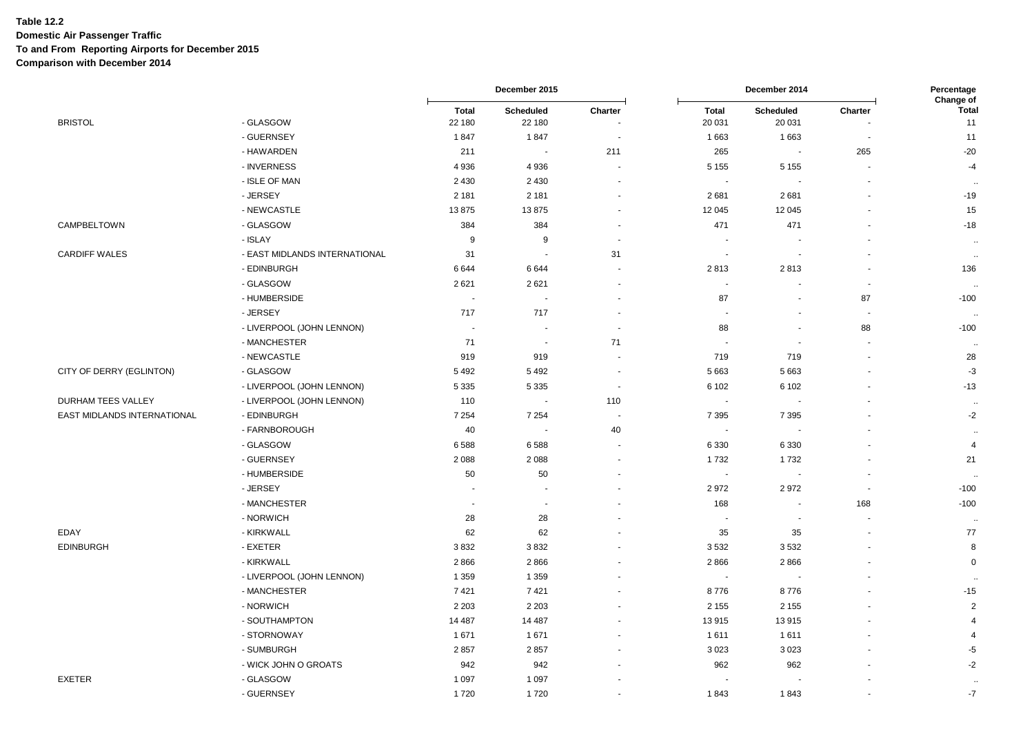**Table 12.2**
**Domestic Air Passenger Traffic**
**To and From Reporting Airports for December 2015**
**Comparison with December 2014**

| | | December 2015 | | | December 2014 | | | Percentage Change of |
|---|---|---|---|---|---|---|---|---|
| | | Total | Scheduled | Charter | Total | Scheduled | Charter | Total |
| BRISTOL | - GLASGOW | 22 180 | 22 180 | - | 20 031 | 20 031 | - | 11 |
| | - GUERNSEY | 1 847 | 1 847 | - | 1 663 | 1 663 | - | 11 |
| | - HAWARDEN | 211 | - | 211 | 265 | - | 265 | -20 |
| | - INVERNESS | 4 936 | 4 936 | - | 5 155 | 5 155 | - | -4 |
| | - ISLE OF MAN | 2 430 | 2 430 | - | - | - | - | .. |
| | - JERSEY | 2 181 | 2 181 | - | 2 681 | 2 681 | - | -19 |
| | - NEWCASTLE | 13 875 | 13 875 | - | 12 045 | 12 045 | - | 15 |
| CAMPBELTOWN | - GLASGOW | 384 | 384 | - | 471 | 471 | - | -18 |
| | - ISLAY | 9 | 9 | - | - | - | - | .. |
| CARDIFF WALES | - EAST MIDLANDS INTERNATIONAL | 31 | - | 31 | - | - | - | .. |
| | - EDINBURGH | 6 644 | 6 644 | - | 2 813 | 2 813 | - | 136 |
| | - GLASGOW | 2 621 | 2 621 | - | - | - | - | .. |
| | - HUMBERSIDE | - | - | - | 87 | - | 87 | -100 |
| | - JERSEY | 717 | 717 | - | - | - | - | .. |
| | - LIVERPOOL (JOHN LENNON) | - | - | - | 88 | - | 88 | -100 |
| | - MANCHESTER | 71 | - | 71 | - | - | - | .. |
| | - NEWCASTLE | 919 | 919 | - | 719 | 719 | - | 28 |
| CITY OF DERRY (EGLINTON) | - GLASGOW | 5 492 | 5 492 | - | 5 663 | 5 663 | - | -3 |
| | - LIVERPOOL (JOHN LENNON) | 5 335 | 5 335 | - | 6 102 | 6 102 | - | -13 |
| DURHAM TEES VALLEY | - LIVERPOOL (JOHN LENNON) | 110 | - | 110 | - | - | - | .. |
| EAST MIDLANDS INTERNATIONAL | - EDINBURGH | 7 254 | 7 254 | - | 7 395 | 7 395 | - | -2 |
| | - FARNBOROUGH | 40 | - | 40 | - | - | - | .. |
| | - GLASGOW | 6 588 | 6 588 | - | 6 330 | 6 330 | - | 4 |
| | - GUERNSEY | 2 088 | 2 088 | - | 1 732 | 1 732 | - | 21 |
| | - HUMBERSIDE | 50 | 50 | - | - | - | - | .. |
| | - JERSEY | - | - | - | 2 972 | 2 972 | - | -100 |
| | - MANCHESTER | - | - | - | 168 | - | 168 | -100 |
| | - NORWICH | 28 | 28 | - | - | - | - | .. |
| EDAY | - KIRKWALL | 62 | 62 | - | 35 | 35 | - | 77 |
| EDINBURGH | - EXETER | 3 832 | 3 832 | - | 3 532 | 3 532 | - | 8 |
| | - KIRKWALL | 2 866 | 2 866 | - | 2 866 | 2 866 | - | 0 |
| | - LIVERPOOL (JOHN LENNON) | 1 359 | 1 359 | - | - | - | - | .. |
| | - MANCHESTER | 7 421 | 7 421 | - | 8 776 | 8 776 | - | -15 |
| | - NORWICH | 2 203 | 2 203 | - | 2 155 | 2 155 | - | 2 |
| | - SOUTHAMPTON | 14 487 | 14 487 | - | 13 915 | 13 915 | - | 4 |
| | - STORNOWAY | 1 671 | 1 671 | - | 1 611 | 1 611 | - | 4 |
| | - SUMBURGH | 2 857 | 2 857 | - | 3 023 | 3 023 | - | -5 |
| | - WICK JOHN O GROATS | 942 | 942 | - | 962 | 962 | - | -2 |
| EXETER | - GLASGOW | 1 097 | 1 097 | - | - | - | - | .. |
| | - GUERNSEY | 1 720 | 1 720 | - | 1 843 | 1 843 | - | -7 |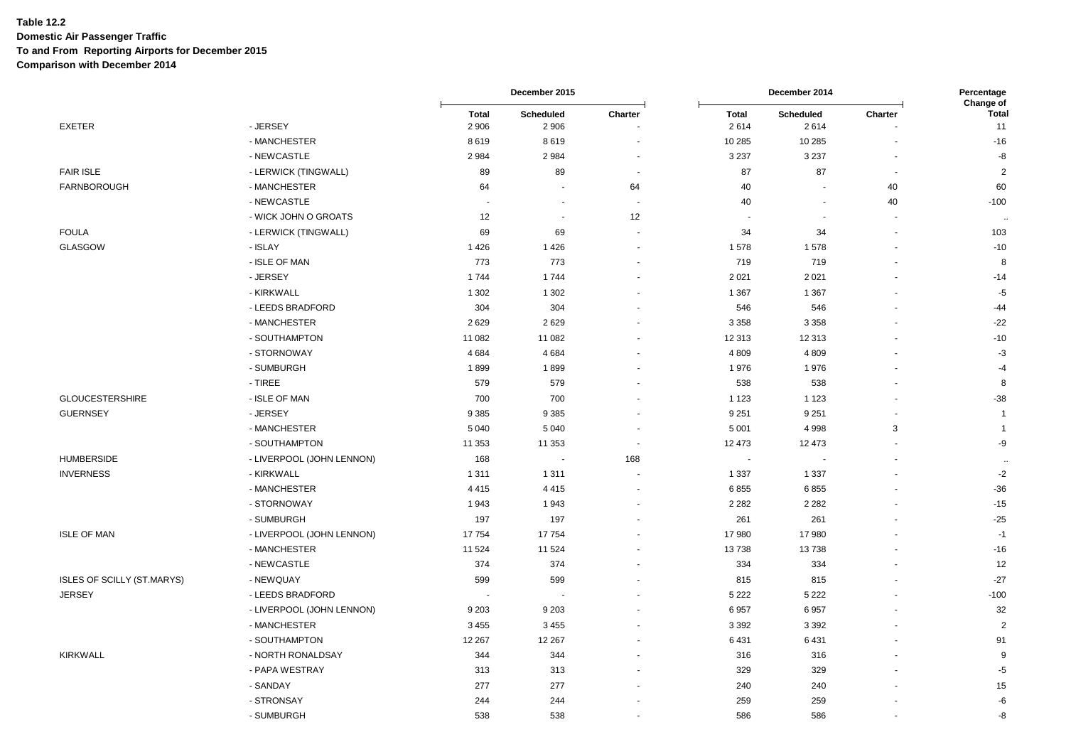**Table 12.2**
**Domestic Air Passenger Traffic**
**To and From Reporting Airports for December 2015**
**Comparison with December 2014**

| | | December 2015 | | | December 2014 | | | Percentage Change of |
|---|---|---|---|---|---|---|---|---|
| | | Total | Scheduled | Charter | Total | Scheduled | Charter | Total |
| EXETER | - JERSEY | 2 906 | 2 906 | - | 2 614 | 2 614 | - | 11 |
| | - MANCHESTER | 8 619 | 8 619 | - | 10 285 | 10 285 | - | -16 |
| | - NEWCASTLE | 2 984 | 2 984 | - | 3 237 | 3 237 | - | -8 |
| FAIR ISLE | - LERWICK (TINGWALL) | 89 | 89 | - | 87 | 87 | - | 2 |
| FARNBOROUGH | - MANCHESTER | 64 | - | 64 | 40 | - | 40 | 60 |
| | - NEWCASTLE | - | - | - | 40 | - | 40 | -100 |
| | - WICK JOHN O GROATS | 12 | - | 12 | - | - | - | .. |
| FOULA | - LERWICK (TINGWALL) | 69 | 69 | - | 34 | 34 | - | 103 |
| GLASGOW | - ISLAY | 1 426 | 1 426 | - | 1 578 | 1 578 | - | -10 |
| | - ISLE OF MAN | 773 | 773 | - | 719 | 719 | - | 8 |
| | - JERSEY | 1 744 | 1 744 | - | 2 021 | 2 021 | - | -14 |
| | - KIRKWALL | 1 302 | 1 302 | - | 1 367 | 1 367 | - | -5 |
| | - LEEDS BRADFORD | 304 | 304 | - | 546 | 546 | - | -44 |
| | - MANCHESTER | 2 629 | 2 629 | - | 3 358 | 3 358 | - | -22 |
| | - SOUTHAMPTON | 11 082 | 11 082 | - | 12 313 | 12 313 | - | -10 |
| | - STORNOWAY | 4 684 | 4 684 | - | 4 809 | 4 809 | - | -3 |
| | - SUMBURGH | 1 899 | 1 899 | - | 1 976 | 1 976 | - | -4 |
| | - TIREE | 579 | 579 | - | 538 | 538 | - | 8 |
| GLOUCESTERSHIRE | - ISLE OF MAN | 700 | 700 | - | 1 123 | 1 123 | - | -38 |
| GUERNSEY | - JERSEY | 9 385 | 9 385 | - | 9 251 | 9 251 | - | 1 |
| | - MANCHESTER | 5 040 | 5 040 | - | 5 001 | 4 998 | 3 | 1 |
| | - SOUTHAMPTON | 11 353 | 11 353 | - | 12 473 | 12 473 | - | -9 |
| HUMBERSIDE | - LIVERPOOL (JOHN LENNON) | 168 | - | 168 | - | - | - | .. |
| INVERNESS | - KIRKWALL | 1 311 | 1 311 | - | 1 337 | 1 337 | - | -2 |
| | - MANCHESTER | 4 415 | 4 415 | - | 6 855 | 6 855 | - | -36 |
| | - STORNOWAY | 1 943 | 1 943 | - | 2 282 | 2 282 | - | -15 |
| | - SUMBURGH | 197 | 197 | - | 261 | 261 | - | -25 |
| ISLE OF MAN | - LIVERPOOL (JOHN LENNON) | 17 754 | 17 754 | - | 17 980 | 17 980 | - | -1 |
| | - MANCHESTER | 11 524 | 11 524 | - | 13 738 | 13 738 | - | -16 |
| | - NEWCASTLE | 374 | 374 | - | 334 | 334 | - | 12 |
| ISLES OF SCILLY (ST.MARYS) | - NEWQUAY | 599 | 599 | - | 815 | 815 | - | -27 |
| JERSEY | - LEEDS BRADFORD | - | - | - | 5 222 | 5 222 | - | -100 |
| | - LIVERPOOL (JOHN LENNON) | 9 203 | 9 203 | - | 6 957 | 6 957 | - | 32 |
| | - MANCHESTER | 3 455 | 3 455 | - | 3 392 | 3 392 | - | 2 |
| | - SOUTHAMPTON | 12 267 | 12 267 | - | 6 431 | 6 431 | - | 91 |
| KIRKWALL | - NORTH RONALDSAY | 344 | 344 | - | 316 | 316 | - | 9 |
| | - PAPA WESTRAY | 313 | 313 | - | 329 | 329 | - | -5 |
| | - SANDAY | 277 | 277 | - | 240 | 240 | - | 15 |
| | - STRONSAY | 244 | 244 | - | 259 | 259 | - | -6 |
| | - SUMBURGH | 538 | 538 | - | 586 | 586 | - | -8 |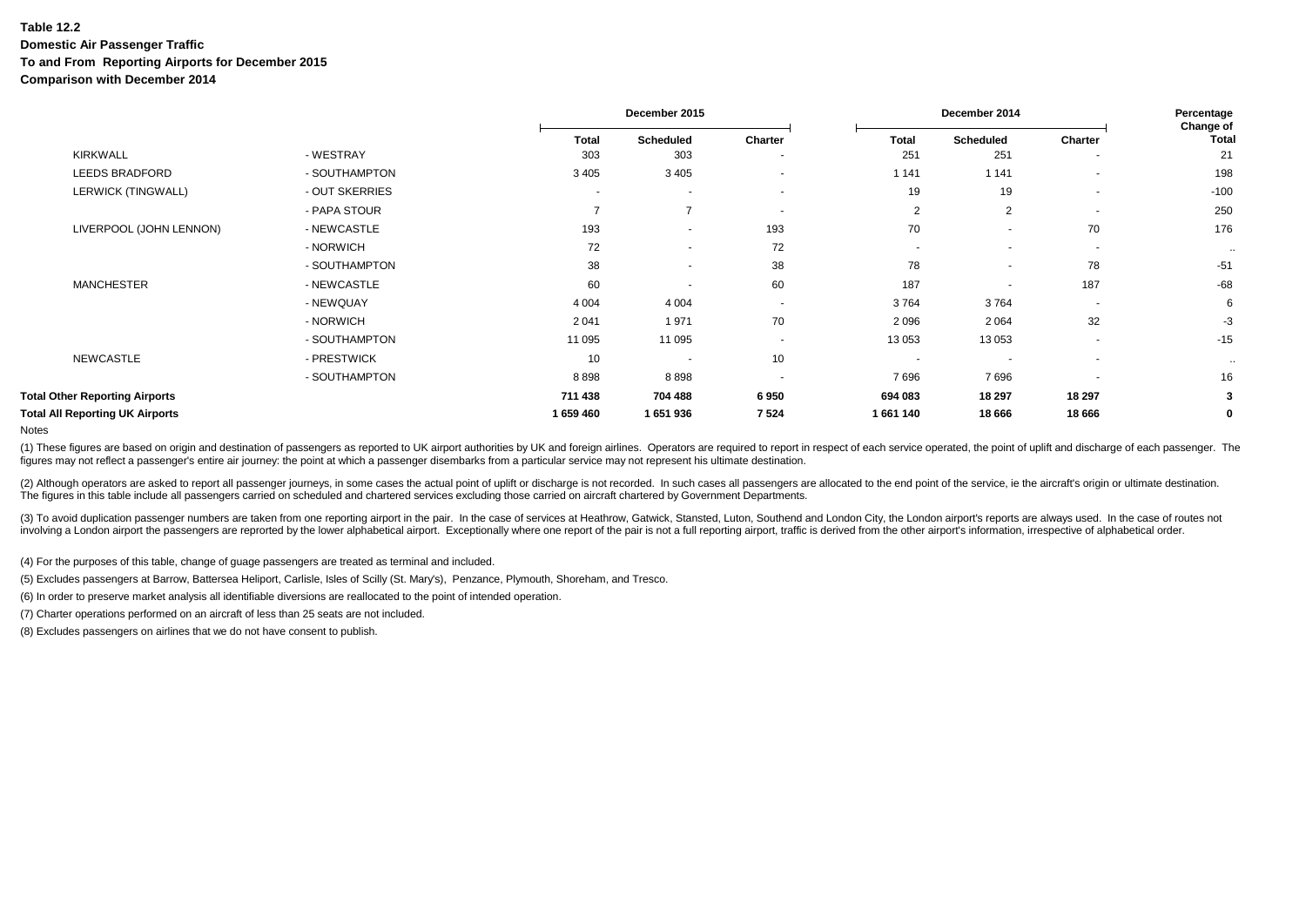**Table 12.2**
**Domestic Air Passenger Traffic**
**To and From Reporting Airports for December 2015**
**Comparison with December 2014**

| | | December 2015 | | | December 2014 | | | Percentage Change of |
|---|---|---|---|---|---|---|---|---|
| | | **Total** | **Scheduled** | **Charter** | **Total** | **Scheduled** | **Charter** | **Total** |
| KIRKWALL | - WESTRAY | 303 | 303 | - | 251 | 251 | - | 21 |
| LEEDS BRADFORD | - SOUTHAMPTON | 3 405 | 3 405 | - | 1 141 | 1 141 | - | 198 |
| LERWICK (TINGWALL) | - OUT SKERRIES | - | - | - | 19 | 19 | - | -100 |
| | - PAPA STOUR | 7 | 7 | - | 2 | 2 | - | 250 |
| LIVERPOOL (JOHN LENNON) | - NEWCASTLE | 193 | - | 193 | 70 | - | 70 | 176 |
| | - NORWICH | 72 | - | 72 | - | - | - | .. |
| | - SOUTHAMPTON | 38 | - | 38 | 78 | - | 78 | -51 |
| MANCHESTER | - NEWCASTLE | 60 | - | 60 | 187 | - | 187 | -68 |
| | - NEWQUAY | 4 004 | 4 004 | - | 3 764 | 3 764 | - | 6 |
| | - NORWICH | 2 041 | 1 971 | 70 | 2 096 | 2 064 | 32 | -3 |
| | - SOUTHAMPTON | 11 095 | 11 095 | - | 13 053 | 13 053 | - | -15 |
| NEWCASTLE | - PRESTWICK | 10 | - | 10 | - | - | - | .. |
| | - SOUTHAMPTON | 8 898 | 8 898 | - | 7 696 | 7 696 | - | 16 |
| **Total Other Reporting Airports** | | **711 438** | **704 488** | **6 950** | **694 083** | **18 297** | **18 297** | **3** |
| **Total All Reporting UK Airports** | | **1 659 460** | **1 651 936** | **7 524** | **1 661 140** | **18 666** | **18 666** | **0** |

Notes

(1) These figures are based on origin and destination of passengers as reported to UK airport authorities by UK and foreign airlines. Operators are required to report in respect of each service operated, the point of uplift and discharge of each passenger. The figures may not reflect a passenger's entire air journey: the point at which a passenger disembarks from a particular service may not represent his ultimate destination.

(2) Although operators are asked to report all passenger journeys, in some cases the actual point of uplift or discharge is not recorded. In such cases all passengers are allocated to the end point of the service, ie the aircraft's origin or ultimate destination. The figures in this table include all passengers carried on scheduled and chartered services excluding those carried on aircraft chartered by Government Departments.

(3) To avoid duplication passenger numbers are taken from one reporting airport in the pair. In the case of services at Heathrow, Gatwick, Stansted, Luton, Southend and London City, the London airport's reports are always used. In the case of routes not involving a London airport the passengers are reprorted by the lower alphabetical airport. Exceptionally where one report of the pair is not a full reporting airport, traffic is derived from the other airport's information, irrespective of alphabetical order.

(4) For the purposes of this table, change of guage passengers are treated as terminal and included.

(5) Excludes passengers at Barrow, Battersea Heliport, Carlisle, Isles of Scilly (St. Mary's), Penzance, Plymouth, Shoreham, and Tresco.

(6) In order to preserve market analysis all identifiable diversions are reallocated to the point of intended operation.

(7) Charter operations performed on an aircraft of less than 25 seats are not included.

(8) Excludes passengers on airlines that we do not have consent to publish.